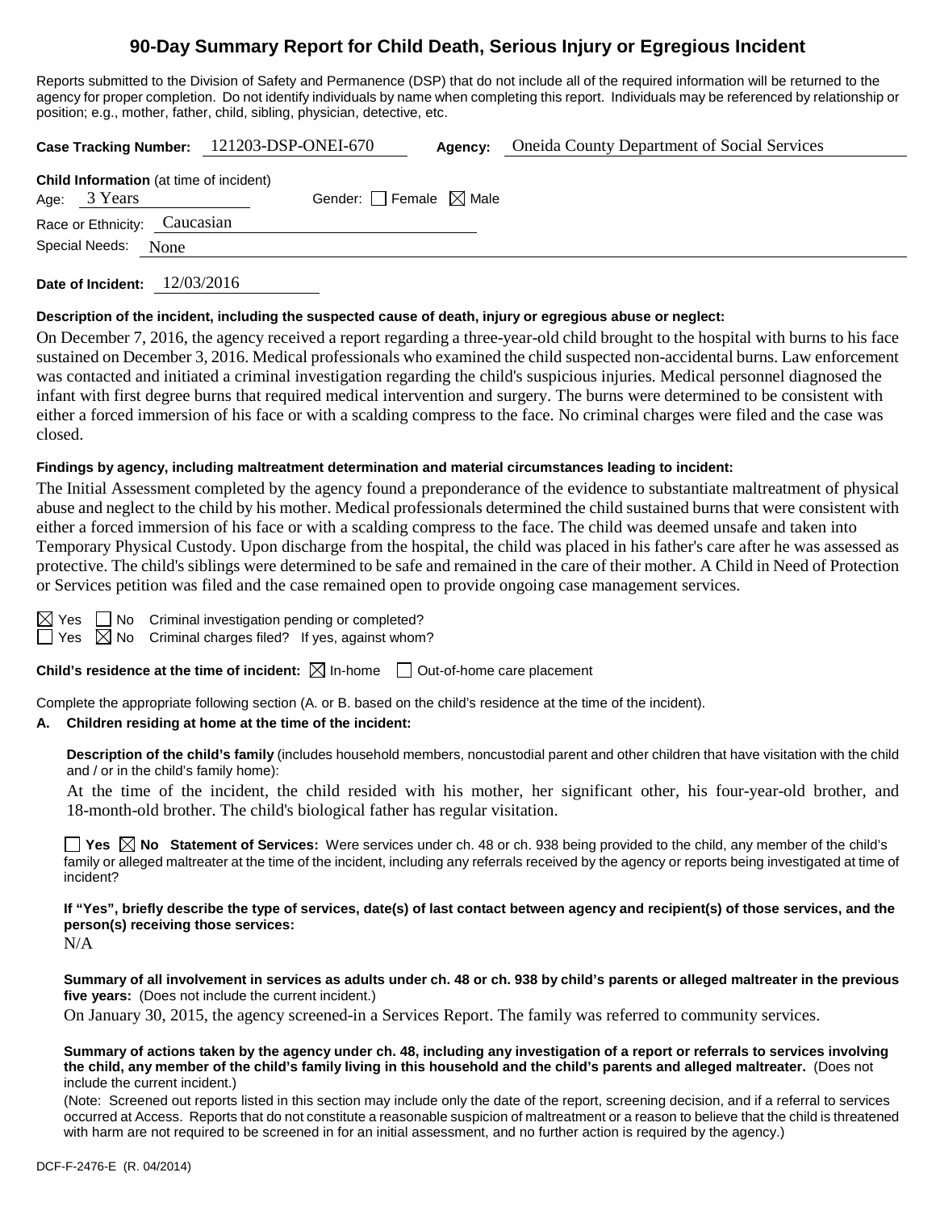# 90-Day Summary Report for Child Death, Serious Injury or Egregious Incident

Reports submitted to the Division of Safety and Permanence (DSP) that do not include all of the required information will be returned to the agency for proper completion. Do not identify individuals by name when completing this report. Individuals may be referenced by relationship or position; e.g., mother, father, child, sibling, physician, detective, etc.

**Case Tracking Number:** 121203-DSP-ONEI-670 **Agency:** Oneida County Department of Social Services

**Child Information** (at time of incident)

Age: 3 Years Gender: ☐ Female ☒ Male

Race or Ethnicity: Caucasian

Special Needs: None

**Date of Incident:** 12/03/2016

**Description of the incident, including the suspected cause of death, injury or egregious abuse or neglect:**

On December 7, 2016, the agency received a report regarding a three-year-old child brought to the hospital with burns to his face sustained on December 3, 2016. Medical professionals who examined the child suspected non-accidental burns. Law enforcement was contacted and initiated a criminal investigation regarding the child's suspicious injuries. Medical personnel diagnosed the infant with first degree burns that required medical intervention and surgery. The burns were determined to be consistent with either a forced immersion of his face or with a scalding compress to the face. No criminal charges were filed and the case was closed.

**Findings by agency, including maltreatment determination and material circumstances leading to incident:**

The Initial Assessment completed by the agency found a preponderance of the evidence to substantiate maltreatment of physical abuse and neglect to the child by his mother. Medical professionals determined the child sustained burns that were consistent with either a forced immersion of his face or with a scalding compress to the face. The child was deemed unsafe and taken into Temporary Physical Custody. Upon discharge from the hospital, the child was placed in his father's care after he was assessed as protective. The child's siblings were determined to be safe and remained in the care of their mother. A Child in Need of Protection or Services petition was filed and the case remained open to provide ongoing case management services.

☒ Yes ☐ No Criminal investigation pending or completed?

☐ Yes ☒ No Criminal charges filed? If yes, against whom?

**Child's residence at the time of incident:** ☒ In-home ☐ Out-of-home care placement

Complete the appropriate following section (A. or B. based on the child's residence at the time of the incident).

**A. Children residing at home at the time of the incident:**

**Description of the child's family** (includes household members, noncustodial parent and other children that have visitation with the child and / or in the child's family home):

At the time of the incident, the child resided with his mother, her significant other, his four-year-old brother, and 18-month-old brother. The child's biological father has regular visitation.

☐ **Yes** ☒ **No Statement of Services:** Were services under ch. 48 or ch. 938 being provided to the child, any member of the child's family or alleged maltreater at the time of the incident, including any referrals received by the agency or reports being investigated at time of incident?

**If "Yes", briefly describe the type of services, date(s) of last contact between agency and recipient(s) of those services, and the person(s) receiving those services:**

N/A

**Summary of all involvement in services as adults under ch. 48 or ch. 938 by child's parents or alleged maltreater in the previous five years:** (Does not include the current incident.)

On January 30, 2015, the agency screened-in a Services Report. The family was referred to community services.

**Summary of actions taken by the agency under ch. 48, including any investigation of a report or referrals to services involving the child, any member of the child's family living in this household and the child's parents and alleged maltreater.** (Does not include the current incident.)

(Note: Screened out reports listed in this section may include only the date of the report, screening decision, and if a referral to services occurred at Access. Reports that do not constitute a reasonable suspicion of maltreatment or a reason to believe that the child is threatened with harm are not required to be screened in for an initial assessment, and no further action is required by the agency.)

DCF-F-2476-E (R. 04/2014)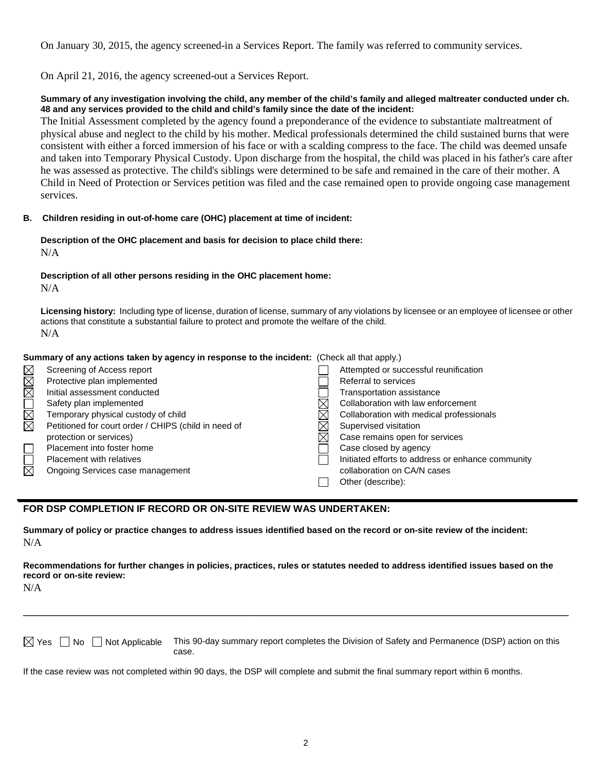On January 30, 2015, the agency screened-in a Services Report. The family was referred to community services.

On April 21, 2016, the agency screened-out a Services Report.

**Summary of any investigation involving the child, any member of the child's family and alleged maltreater conducted under ch. 48 and any services provided to the child and child's family since the date of the incident:**

The Initial Assessment completed by the agency found a preponderance of the evidence to substantiate maltreatment of physical abuse and neglect to the child by his mother. Medical professionals determined the child sustained burns that were consistent with either a forced immersion of his face or with a scalding compress to the face. The child was deemed unsafe and taken into Temporary Physical Custody. Upon discharge from the hospital, the child was placed in his father's care after he was assessed as protective. The child's siblings were determined to be safe and remained in the care of their mother. A Child in Need of Protection or Services petition was filed and the case remained open to provide ongoing case management services.

**B. Children residing in out-of-home care (OHC) placement at time of incident:**

**Description of the OHC placement and basis for decision to place child there:**
N/A

**Description of all other persons residing in the OHC placement home:**
N/A

**Licensing history:** Including type of license, duration of license, summary of any violations by licensee or an employee of licensee or other actions that constitute a substantial failure to protect and promote the welfare of the child.
N/A

**Summary of any actions taken by agency in response to the incident:** (Check all that apply.)

- [x] Screening of Access report
- [x] Protective plan implemented
- [x] Initial assessment conducted
- [ ] Safety plan implemented
- [x] Temporary physical custody of child
- [x] Petitioned for court order / CHIPS (child in need of protection or services)
- [ ] Placement into foster home
- [ ] Placement with relatives
- [x] Ongoing Services case management
- [ ] Attempted or successful reunification
- [ ] Referral to services
- [ ] Transportation assistance
- [x] Collaboration with law enforcement
- [x] Collaboration with medical professionals
- [x] Supervised visitation
- [x] Case remains open for services
- [ ] Case closed by agency
- [ ] Initiated efforts to address or enhance community collaboration on CA/N cases
- [ ] Other (describe):

## FOR DSP COMPLETION IF RECORD OR ON-SITE REVIEW WAS UNDERTAKEN:

**Summary of policy or practice changes to address issues identified based on the record or on-site review of the incident:**
N/A

**Recommendations for further changes in policies, practices, rules or statutes needed to address identified issues based on the record or on-site review:**
N/A

---

☒ Yes ☐ No ☐ Not Applicable This 90-day summary report completes the Division of Safety and Permanence (DSP) action on this case.

If the case review was not completed within 90 days, the DSP will complete and submit the final summary report within 6 months.